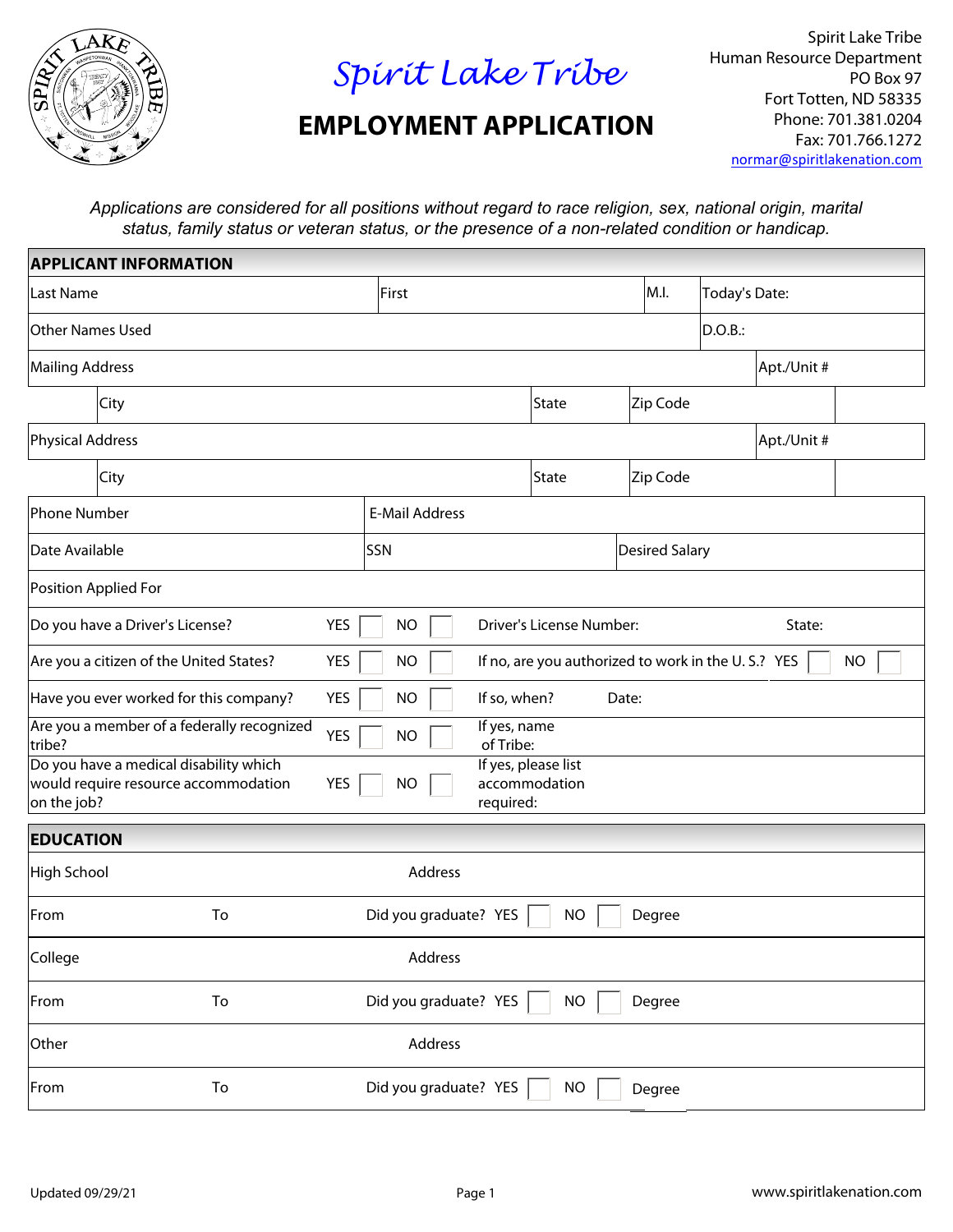# Spirit Lake Tribe

## EMPLOYMENT APPLICATION

Spirit Lake Tribe
Human Resource Department
PO Box 97
Fort Totten, ND 58335
Phone: 701.381.0204
Fax: 701.766.1272
normar@spiritlakenation.com

*Applications are considered for all positions without regard to race religion, sex, national origin, marital status, family status or veteran status, or the presence of a non-related condition or handicap.*

| APPLICANT INFORMATION | | | |
|---|---|---|---|
| Last Name | First | M.I. | Today's Date: |
| Other Names Used | | | D.O.B.: |
| Mailing Address | | | Apt./Unit # |
| City | State | Zip Code | |
| Physical Address | | | Apt./Unit # |
| City | State | Zip Code | |
| Phone Number | E-Mail Address | | |
| Date Available | SSN | Desired Salary | |
| Position Applied For | | | |
| Do you have a Driver's License? | YES ☐ NO ☐ | Driver's License Number: | State: |
| Are you a citizen of the United States? | YES ☐ NO ☐ | If no, are you authorized to work in the U. S.? YES ☐ NO ☐ | |
| Have you ever worked for this company? | YES ☐ NO ☐ | If so, when? | Date: |
| Are you a member of a federally recognized tribe? | YES ☐ NO ☐ | If yes, name of Tribe: | |
| Do you have a medical disability which would require resource accommodation on the job? | YES ☐ NO ☐ | If yes, please list accommodation required: | |

| EDUCATION | | | |
|---|---|---|---|
| High School | | Address | |
| From | To | Did you graduate? YES ☐ NO ☐ | Degree |
| College | | Address | |
| From | To | Did you graduate? YES ☐ NO ☐ | Degree |
| Other | | Address | |
| From | To | Did you graduate? YES ☐ NO ☐ | Degree |

Updated 09/29/21

www.spiritlakenation.com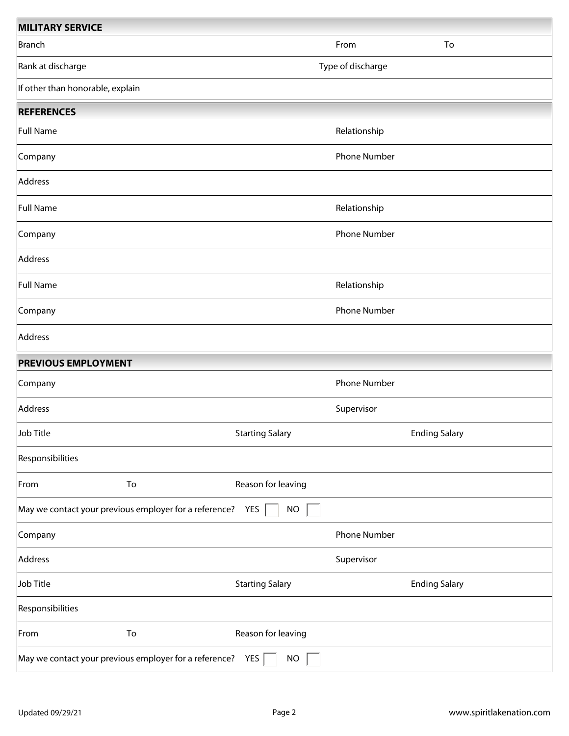## MILITARY SERVICE

| | | |
|---|---|---|
| Branch | From | To |
| Rank at discharge | Type of discharge | |
| If other than honorable, explain | | |

## REFERENCES

| | |
|---|---|
| Full Name | Relationship |
| Company | Phone Number |
| Address | |
| Full Name | Relationship |
| Company | Phone Number |
| Address | |
| Full Name | Relationship |
| Company | Phone Number |
| Address | |

## PREVIOUS EMPLOYMENT

| | | | |
|---|---|---|---|
| Company | | Phone Number | |
| Address | | Supervisor | |
| Job Title | Starting Salary | | Ending Salary |
| Responsibilities | | | |
| From | To | Reason for leaving | |
| May we contact your previous employer for a reference? YES ☐ NO ☐ | | | |
| Company | | Phone Number | |
| Address | | Supervisor | |
| Job Title | Starting Salary | | Ending Salary |
| Responsibilities | | | |
| From | To | Reason for leaving | |
| May we contact your previous employer for a reference? YES ☐ NO ☐ | | | |

Updated 09/29/21 www.spiritlakenation.com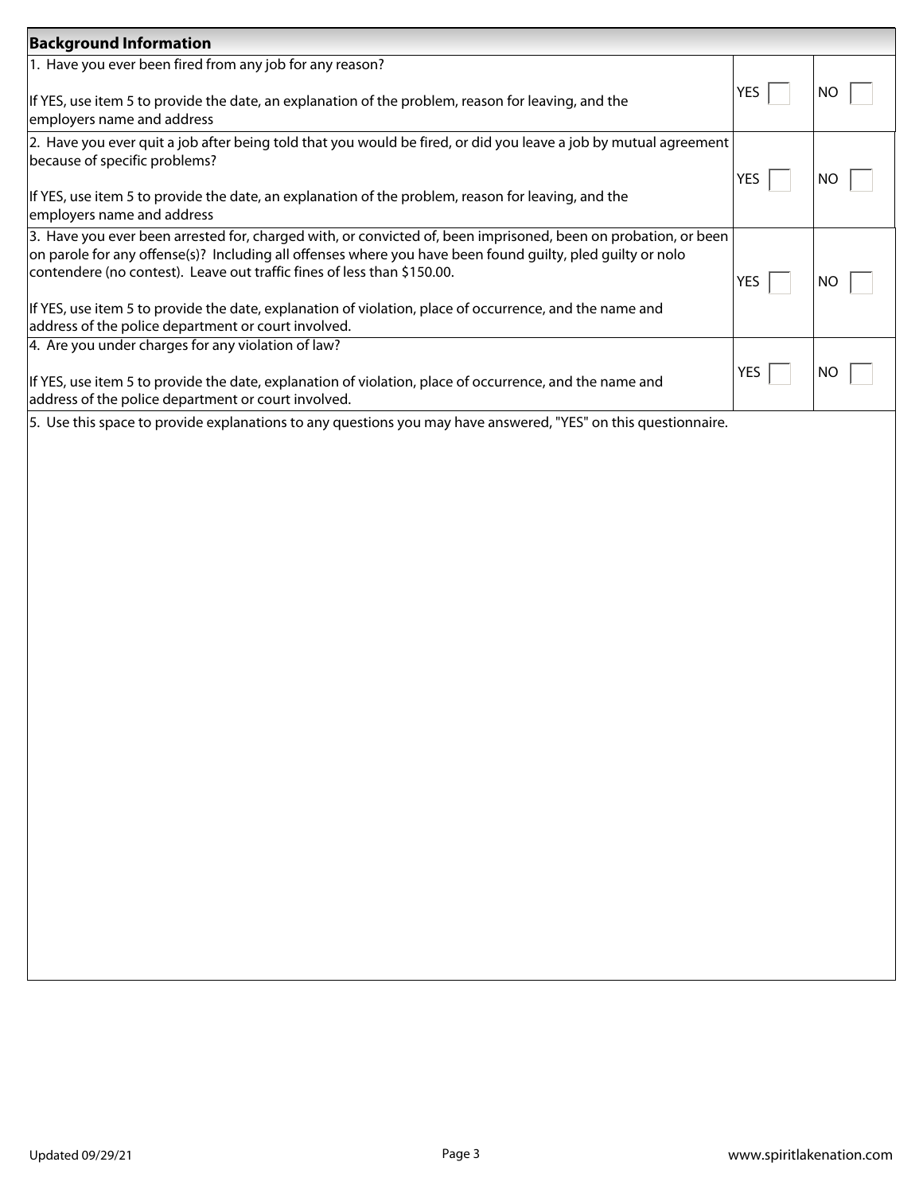## Background Information

| Question | YES | NO |
|---|---|---|
| 1. Have you ever been fired from any job for any reason?<br><br>If YES, use item 5 to provide the date, an explanation of the problem, reason for leaving, and the employers name and address | YES ☐ | NO ☐ |
| 2. Have you ever quit a job after being told that you would be fired, or did you leave a job by mutual agreement because of specific problems?<br><br>If YES, use item 5 to provide the date, an explanation of the problem, reason for leaving, and the employers name and address | YES ☐ | NO ☐ |
| 3. Have you ever been arrested for, charged with, or convicted of, been imprisoned, been on probation, or been on parole for any offense(s)? Including all offenses where you have been found guilty, pled guilty or nolo contendere (no contest). Leave out traffic fines of less than $150.00.<br><br>If YES, use item 5 to provide the date, explanation of violation, place of occurrence, and the name and address of the police department or court involved. | YES ☐ | NO ☐ |
| 4. Are you under charges for any violation of law?<br><br>If YES, use item 5 to provide the date, explanation of violation, place of occurrence, and the name and address of the police department or court involved. | YES ☐ | NO ☐ |

5. Use this space to provide explanations to any questions you may have answered, "YES" on this questionnaire.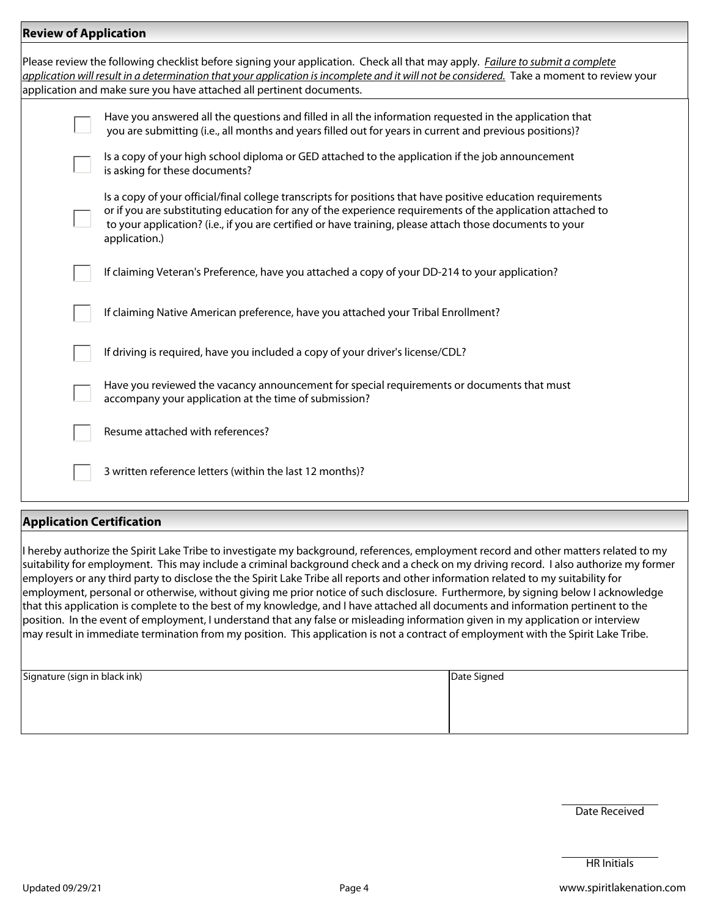## Review of Application

Please review the following checklist before signing your application. Check all that may apply. *Failure to submit a complete application will result in a determination that your application is incomplete and it will not be considered.* Take a moment to review your application and make sure you have attached all pertinent documents.

- ☐ Have you answered all the questions and filled in all the information requested in the application that you are submitting (i.e., all months and years filled out for years in current and previous positions)?
- ☐ Is a copy of your high school diploma or GED attached to the application if the job announcement is asking for these documents?
- ☐ Is a copy of your official/final college transcripts for positions that have positive education requirements or if you are substituting education for any of the experience requirements of the application attached to to your application? (i.e., if you are certified or have training, please attach those documents to your application.)
- ☐ If claiming Veteran's Preference, have you attached a copy of your DD-214 to your application?
- ☐ If claiming Native American preference, have you attached your Tribal Enrollment?
- ☐ If driving is required, have you included a copy of your driver's license/CDL?
- ☐ Have you reviewed the vacancy announcement for special requirements or documents that must accompany your application at the time of submission?
- ☐ Resume attached with references?
- ☐ 3 written reference letters (within the last 12 months)?

## Application Certification

I hereby authorize the Spirit Lake Tribe to investigate my background, references, employment record and other matters related to my suitability for employment. This may include a criminal background check and a check on my driving record. I also authorize my former employers or any third party to disclose the the Spirit Lake Tribe all reports and other information related to my suitability for employment, personal or otherwise, without giving me prior notice of such disclosure. Furthermore, by signing below I acknowledge that this application is complete to the best of my knowledge, and I have attached all documents and information pertinent to the position. In the event of employment, I understand that any false or misleading information given in my application or interview may result in immediate termination from my position. This application is not a contract of employment with the Spirit Lake Tribe.

| Signature (sign in black ink) | Date Signed |
|---|---|
| | |

Date Received: ____________

HR Initials: ____________

Updated 09/29/21

www.spiritlakenation.com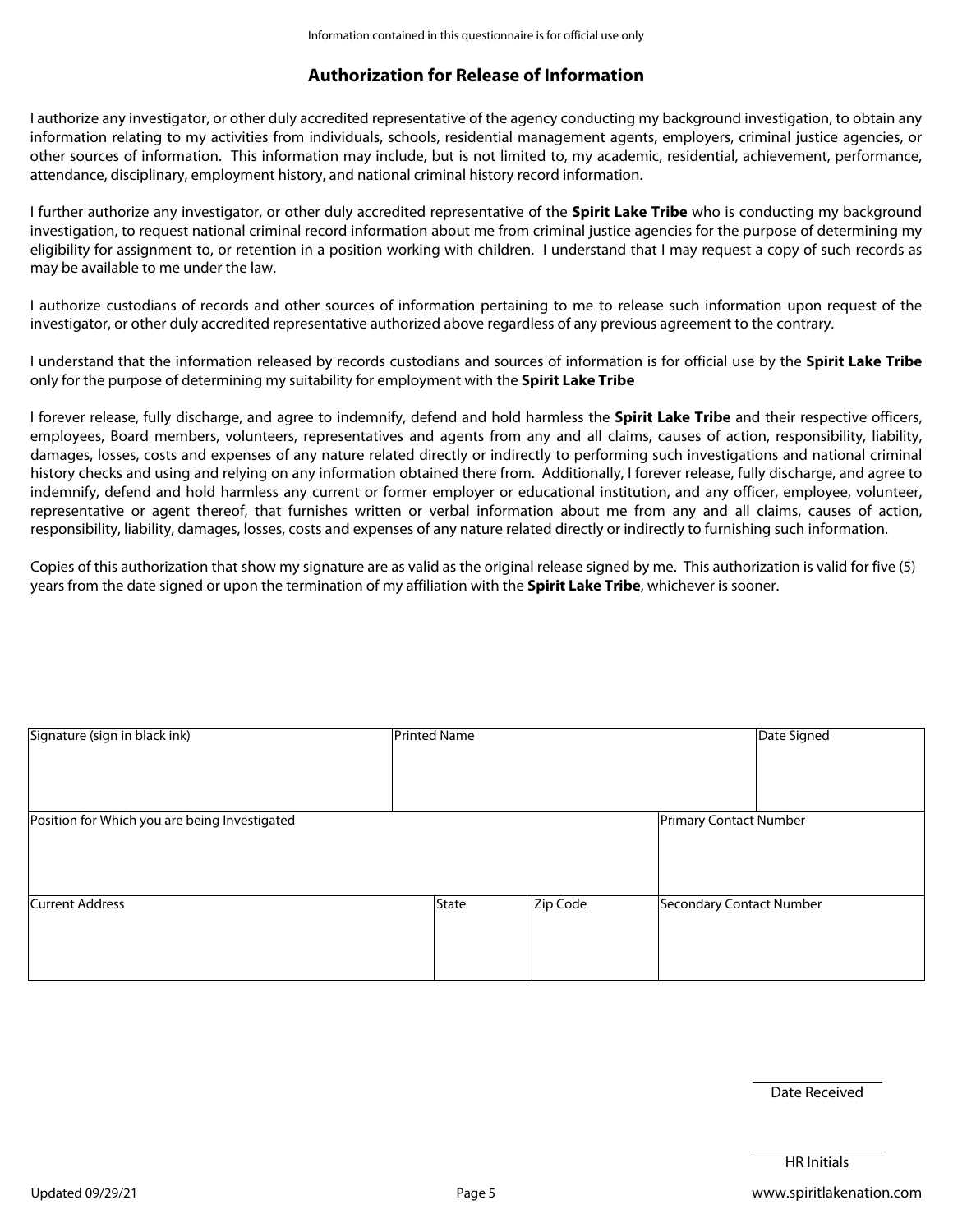Information contained in this questionnaire is for official use only

## Authorization for Release of Information

I authorize any investigator, or other duly accredited representative of the agency conducting my background investigation, to obtain any information relating to my activities from individuals, schools, residential management agents, employers, criminal justice agencies, or other sources of information. This information may include, but is not limited to, my academic, residential, achievement, performance, attendance, disciplinary, employment history, and national criminal history record information.

I further authorize any investigator, or other duly accredited representative of the **Spirit Lake Tribe** who is conducting my background investigation, to request national criminal record information about me from criminal justice agencies for the purpose of determining my eligibility for assignment to, or retention in a position working with children. I understand that I may request a copy of such records as may be available to me under the law.

I authorize custodians of records and other sources of information pertaining to me to release such information upon request of the investigator, or other duly accredited representative authorized above regardless of any previous agreement to the contrary.

I understand that the information released by records custodians and sources of information is for official use by the **Spirit Lake Tribe** only for the purpose of determining my suitability for employment with the **Spirit Lake Tribe**

I forever release, fully discharge, and agree to indemnify, defend and hold harmless the **Spirit Lake Tribe** and their respective officers, employees, Board members, volunteers, representatives and agents from any and all claims, causes of action, responsibility, liability, damages, losses, costs and expenses of any nature related directly or indirectly to performing such investigations and national criminal history checks and using and relying on any information obtained there from. Additionally, I forever release, fully discharge, and agree to indemnify, defend and hold harmless any current or former employer or educational institution, and any officer, employee, volunteer, representative or agent thereof, that furnishes written or verbal information about me from any and all claims, causes of action, responsibility, liability, damages, losses, costs and expenses of any nature related directly or indirectly to furnishing such information.

Copies of this authorization that show my signature are as valid as the original release signed by me. This authorization is valid for five (5) years from the date signed or upon the termination of my affiliation with the **Spirit Lake Tribe**, whichever is sooner.

| Signature (sign in black ink) | Printed Name | | Date Signed |
|---|---|---|---|
| | | | |

| Position for Which you are being Investigated | Primary Contact Number |
|---|---|
| | |

| Current Address | State | Zip Code | Secondary Contact Number |
|---|---|---|---|
| | | | |

Date Received ____________

HR Initials ____________

Updated 09/29/21

www.spiritlakenation.com